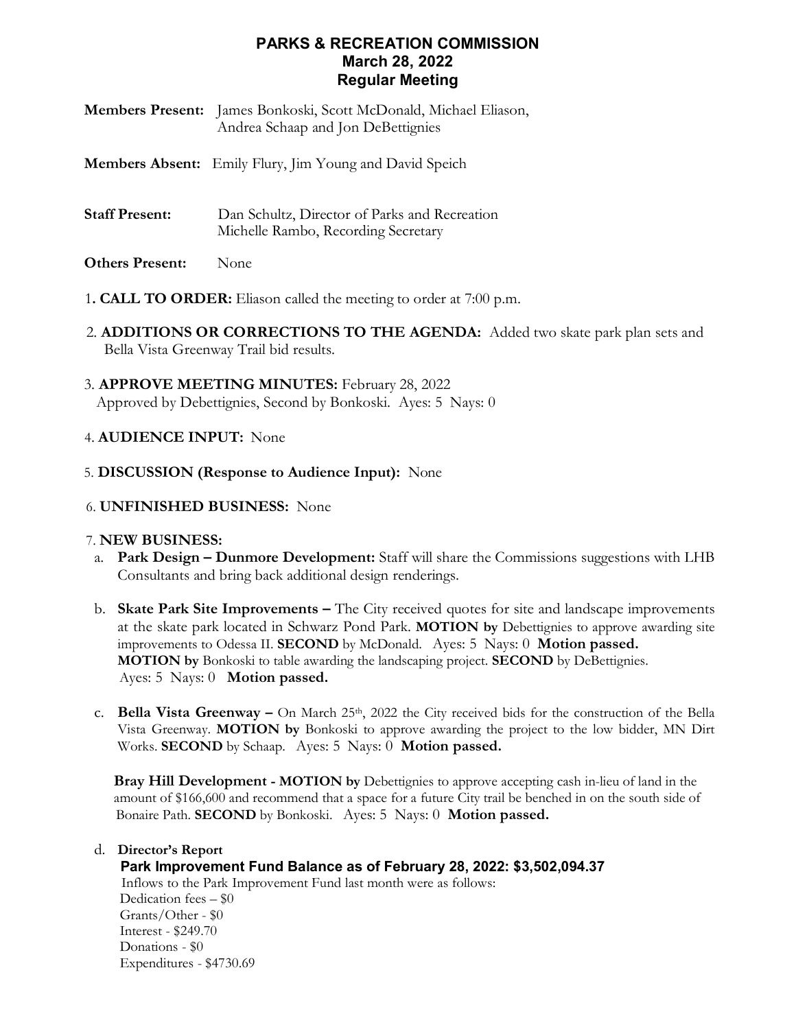# PARKS & RECREATION COMMISSION
## March 28, 2022
## Regular Meeting

**Members Present:** James Bonkoski, Scott McDonald, Michael Eliason, Andrea Schaap and Jon DeBettignies

**Members Absent:** Emily Flury, Jim Young and David Speich

**Staff Present:** Dan Schultz, Director of Parks and Recreation
Michelle Rambo, Recording Secretary

**Others Present:** None

1. **CALL TO ORDER:** Eliason called the meeting to order at 7:00 p.m.

2. **ADDITIONS OR CORRECTIONS TO THE AGENDA:** Added two skate park plan sets and Bella Vista Greenway Trail bid results.

3. **APPROVE MEETING MINUTES:** February 28, 2022
Approved by Debettignies, Second by Bonkoski. Ayes: 5 Nays: 0

4. **AUDIENCE INPUT:** None

5. **DISCUSSION (Response to Audience Input):** None

6. **UNFINISHED BUSINESS:** None

7. **NEW BUSINESS:**

   a. **Park Design – Dunmore Development:** Staff will share the Commissions suggestions with LHB Consultants and bring back additional design renderings.

   b. **Skate Park Site Improvements –** The City received quotes for site and landscape improvements at the skate park located in Schwarz Pond Park. **MOTION by** Debettignies to approve awarding site improvements to Odessa II. **SECOND** by McDonald. Ayes: 5 Nays: 0 **Motion passed.**
   **MOTION by** Bonkoski to table awarding the landscaping project. **SECOND** by DeBettignies. Ayes: 5 Nays: 0 **Motion passed.**

   c. **Bella Vista Greenway –** On March 25th, 2022 the City received bids for the construction of the Bella Vista Greenway. **MOTION by** Bonkoski to approve awarding the project to the low bidder, MN Dirt Works. **SECOND** by Schaap. Ayes: 5 Nays: 0 **Motion passed.**

   **Bray Hill Development - MOTION by** Debettignies to approve accepting cash in-lieu of land in the amount of $166,600 and recommend that a space for a future City trail be benched in on the south side of Bonaire Path. **SECOND** by Bonkoski. Ayes: 5 Nays: 0 **Motion passed.**

   d. **Director's Report**

   **Park Improvement Fund Balance as of February 28, 2022: $3,502,094.37**

   Inflows to the Park Improvement Fund last month were as follows:
   Dedication fees – $0
   Grants/Other - $0
   Interest - $249.70
   Donations - $0
   Expenditures - $4730.69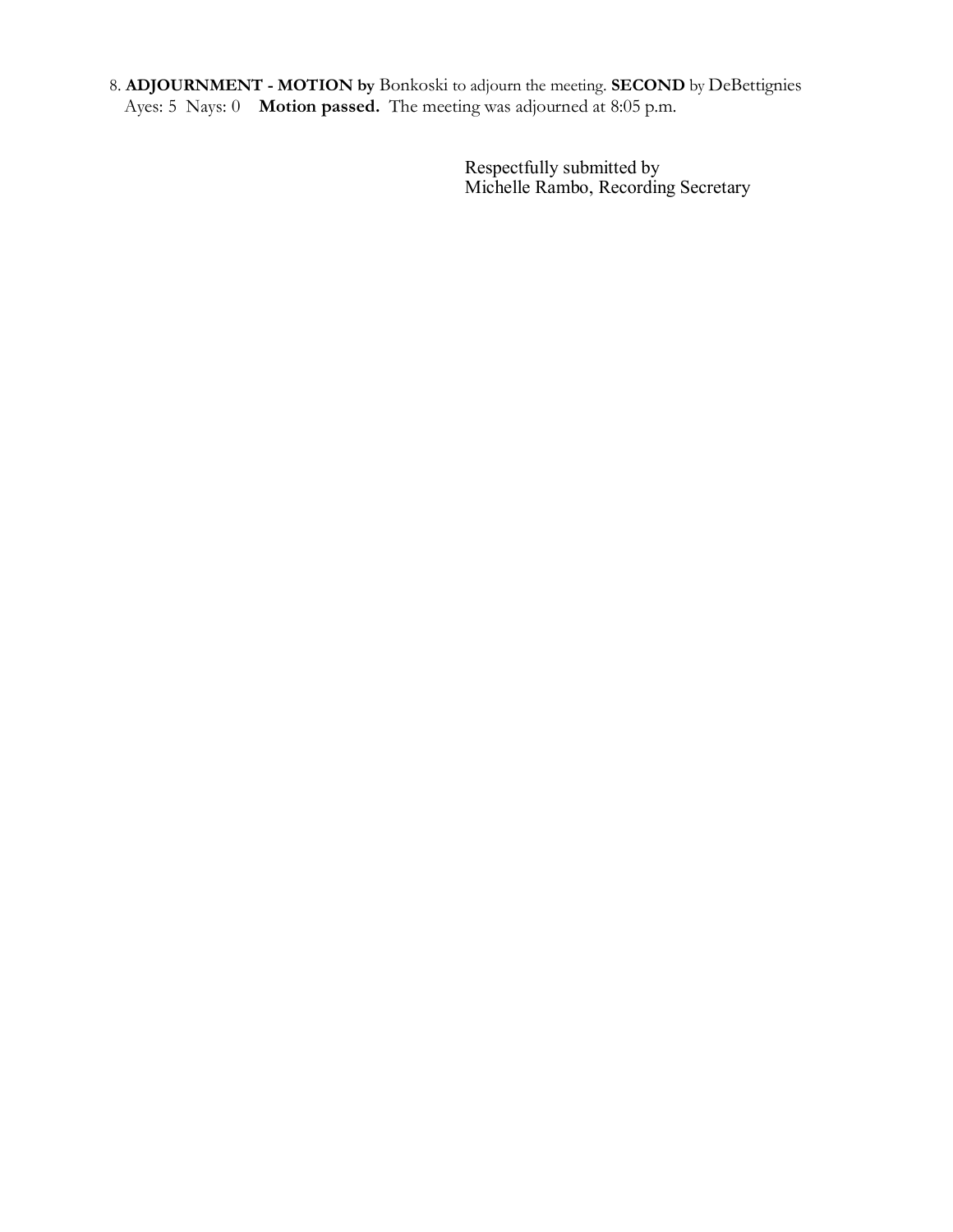8. **ADJOURNMENT - MOTION by** Bonkoski to adjourn the meeting. **SECOND** by DeBettignies
   Ayes: 5 Nays: 0 **Motion passed.** The meeting was adjourned at 8:05 p.m.

Respectfully submitted by
Michelle Rambo, Recording Secretary